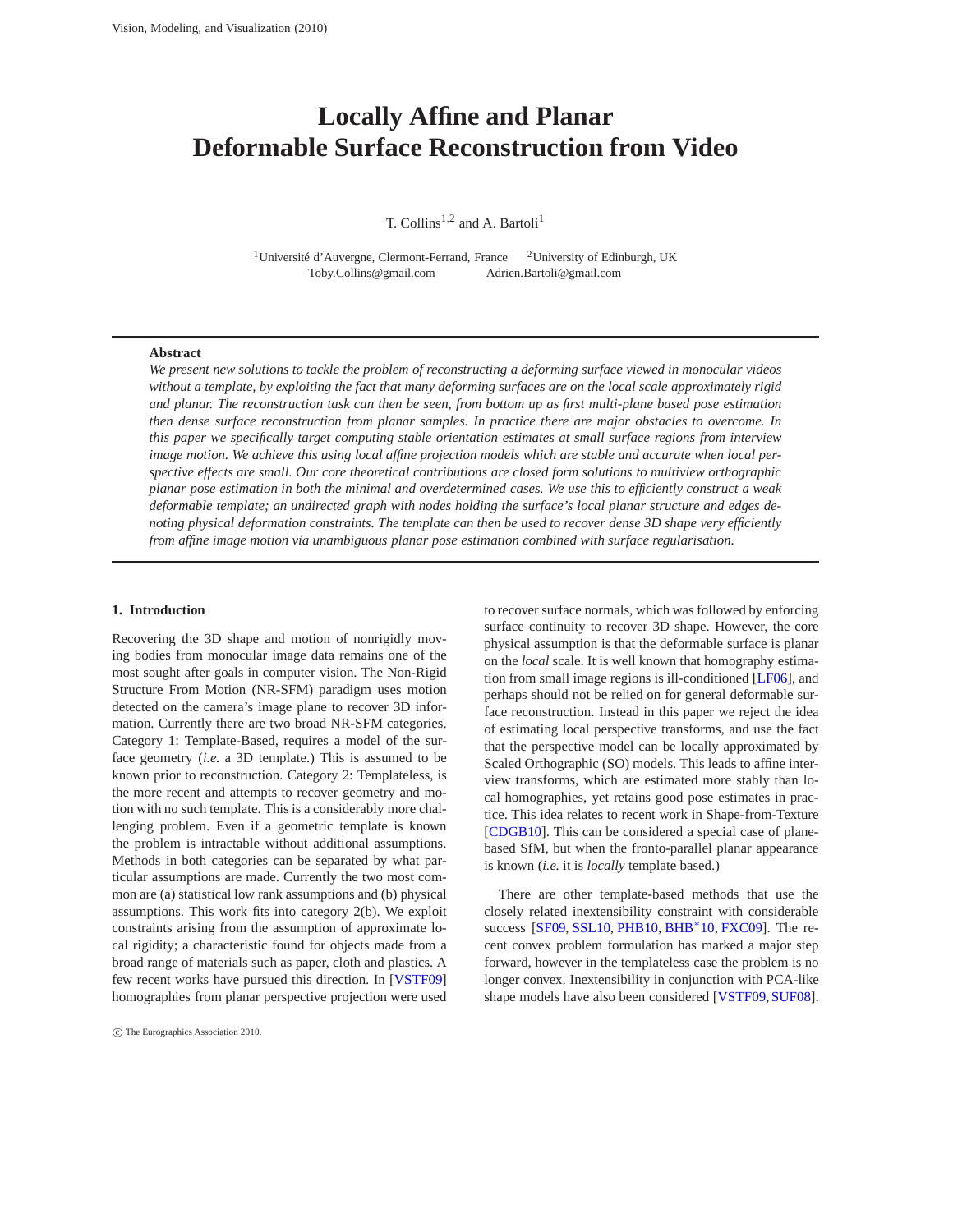# Locally Affine and Planar Deformable Surface Reconstruction from Video

T. Collins[1,2] and A. Bartoli[1]

[1]Université d'Auvergne, Clermont-Ferrand, France [2]University of Edinburgh, UK
Toby.Collins@gmail.com Adrien.Bartoli@gmail.com

---

**Abstract**

*We present new solutions to tackle the problem of reconstructing a deforming surface viewed in monocular videos without a template, by exploiting the fact that many deforming surfaces are on the local scale approximately rigid and planar. The reconstruction task can then be seen, from bottom up as first multi-plane based pose estimation then dense surface reconstruction from planar samples. In practice there are major obstacles to overcome. In this paper we specifically target computing stable orientation estimates at small surface regions from interview image motion. We achieve this using local affine projection models which are stable and accurate when local perspective effects are small. Our core theoretical contributions are closed form solutions to multiview orthographic planar pose estimation in both the minimal and overdetermined cases. We use this to efficiently construct a weak deformable template; an undirected graph with nodes holding the surface's local planar structure and edges denoting physical deformation constraints. The template can then be used to recover dense 3D shape very efficiently from affine image motion via unambiguous planar pose estimation combined with surface regularisation.*

---

## 1. Introduction

Recovering the 3D shape and motion of nonrigidly moving bodies from monocular image data remains one of the most sought after goals in computer vision. The Non-Rigid Structure From Motion (NR-SFM) paradigm uses motion detected on the camera's image plane to recover 3D information. Currently there are two broad NR-SFM categories. Category 1: Template-Based, requires a model of the surface geometry (*i.e.* a 3D template.) This is assumed to be known prior to reconstruction. Category 2: Templateless, is the more recent and attempts to recover geometry and motion with no such template. This is a considerably more challenging problem. Even if a geometric template is known the problem is intractable without additional assumptions. Methods in both categories can be separated by what particular assumptions are made. Currently the two most common are (a) statistical low rank assumptions and (b) physical assumptions. This work fits into category 2(b). We exploit constraints arising from the assumption of approximate local rigidity; a characteristic found for objects made from a broad range of materials such as paper, cloth and plastics. A few recent works have pursued this direction. In [VSTF09] homographies from planar perspective projection were used to recover surface normals, which was followed by enforcing surface continuity to recover 3D shape. However, the core physical assumption is that the deformable surface is planar on the *local* scale. It is well known that homography estimation from small image regions is ill-conditioned [LF06], and perhaps should not be relied on for general deformable surface reconstruction. Instead in this paper we reject the idea of estimating local perspective transforms, and use the fact that the perspective model can be locally approximated by Scaled Orthographic (SO) models. This leads to affine interview transforms, which are estimated more stably than local homographies, yet retains good pose estimates in practice. This idea relates to recent work in Shape-from-Texture [CDGB10]. This can be considered a special case of plane-based SfM, but when the fronto-parallel planar appearance is known (*i.e.* it is *locally* template based.)

There are other template-based methods that use the closely related inextensibility constraint with considerable success [SF09, SSL10, PHB10, BHB*10, FXC09]. The recent convex problem formulation has marked a major step forward, however in the templateless case the problem is no longer convex. Inextensibility in conjunction with PCA-like shape models have also been considered [VSTF09, SUF08].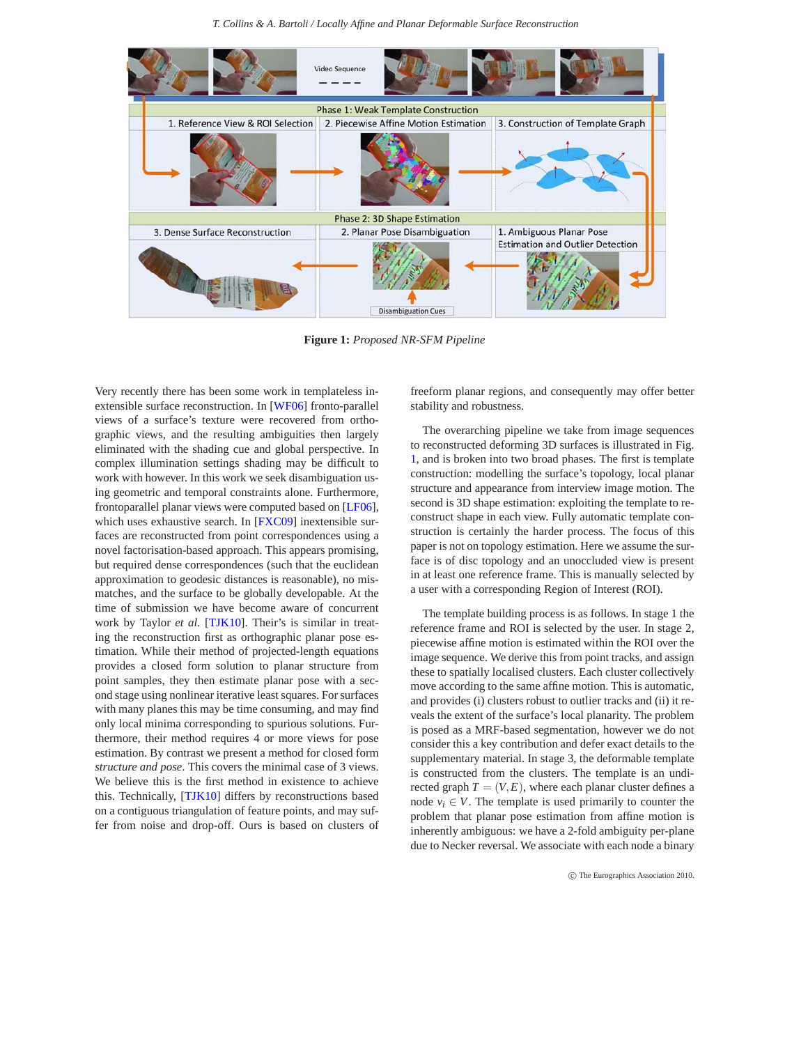Figure 1: *Proposed NR-SFM Pipeline*

Very recently there has been some work in templateless inextensible surface reconstruction. In [WF06] fronto-parallel views of a surface's texture were recovered from orthographic views, and the resulting ambiguities then largely eliminated with the shading cue and global perspective. In complex illumination settings shading may be difficult to work with however. In this work we seek disambiguation using geometric and temporal constraints alone. Furthermore, frontoparallel planar views were computed based on [LF06], which uses exhaustive search. In [FXC09] inextensible surfaces are reconstructed from point correspondences using a novel factorisation-based approach. This appears promising, but required dense correspondences (such that the euclidean approximation to geodesic distances is reasonable), no mismatches, and the surface to be globally developable. At the time of submission we have become aware of concurrent work by Taylor *et al.* [TJK10]. Their's is similar in treating the reconstruction first as orthographic planar pose estimation. While their method of projected-length equations provides a closed form solution to planar structure from point samples, they then estimate planar pose with a second stage using nonlinear iterative least squares. For surfaces with many planes this may be time consuming, and may find only local minima corresponding to spurious solutions. Furthermore, their method requires 4 or more views for pose estimation. By contrast we present a method for closed form *structure and pose*. This covers the minimal case of 3 views. We believe this is the first method in existence to achieve this. Technically, [TJK10] differs by reconstructions based on a contiguous triangulation of feature points, and may suffer from noise and drop-off. Ours is based on clusters of freeform planar regions, and consequently may offer better stability and robustness.

The overarching pipeline we take from image sequences to reconstructed deforming 3D surfaces is illustrated in Fig. 1, and is broken into two broad phases. The first is template construction: modelling the surface's topology, local planar structure and appearance from interview image motion. The second is 3D shape estimation: exploiting the template to reconstruct shape in each view. Fully automatic template construction is certainly the harder process. The focus of this paper is not on topology estimation. Here we assume the surface is of disc topology and an unoccluded view is present in at least one reference frame. This is manually selected by a user with a corresponding Region of Interest (ROI).

The template building process is as follows. In stage 1 the reference frame and ROI is selected by the user. In stage 2, piecewise affine motion is estimated within the ROI over the image sequence. We derive this from point tracks, and assign these to spatially localised clusters. Each cluster collectively move according to the same affine motion. This is automatic, and provides (i) clusters robust to outlier tracks and (ii) it reveals the extent of the surface's local planarity. The problem is posed as a MRF-based segmentation, however we do not consider this a key contribution and defer exact details to the supplementary material. In stage 3, the deformable template is constructed from the clusters. The template is an undirected graph $T = (V, E)$, where each planar cluster defines a node $v_i \in V$. The template is used primarily to counter the problem that planar pose estimation from affine motion is inherently ambiguous: we have a 2-fold ambiguity per-plane due to Necker reversal. We associate with each node a binary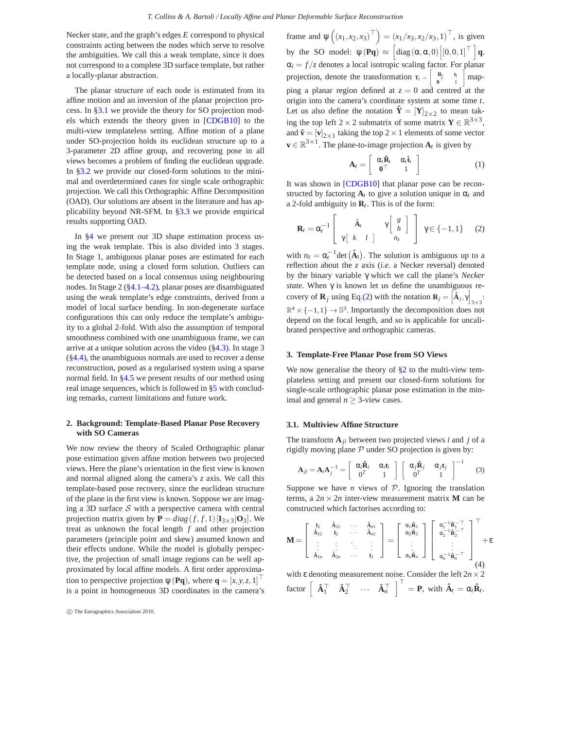Necker state, and the graph's edges $E$ correspond to physical constraints acting between the nodes which serve to resolve the ambiguities. We call this a weak template, since it does not correspond to a complete 3D surface template, but rather a locally-planar abstraction.

The planar structure of each node is estimated from its affine motion and an inversion of the planar projection process. In §3.1 we provide the theory for SO projection models which extends the theory given in [CDGB10] to the multi-view templateless setting. Affine motion of a plane under SO-projection holds its euclidean structure up to a 3-parameter 2D affine group, and recovering pose in all views becomes a problem of finding the euclidean upgrade. In §3.2 we provide our closed-form solutions to the minimal and overdetermined cases for single scale orthographic projection. We call this Orthographic Affine Decomposition (OAD). Our solutions are absent in the literature and has applicability beyond NR-SFM. In §3.3 we provide empirical results supporting OAD.

In §4 we present our 3D shape estimation process using the weak template. This is also divided into 3 stages. In Stage 1, ambiguous planar poses are estimated for each template node, using a closed form solution. Outliers can be detected based on a local consensus using neighbouring nodes. In Stage 2 (§4.1–4.2), planar poses are disambiguated using the weak template's edge constraints, derived from a model of local surface bending. In non-degenerate surface configurations this can only reduce the template's ambiguity to a global 2-fold. With also the assumption of temporal smoothness combined with one unambiguous frame, we can arrive at a unique solution across the video (§4.3). In stage 3 (§4.4), the unambiguous normals are used to recover a dense reconstruction, posed as a regularised system using a sparse normal field. In §4.5 we present results of our method using real image sequences, which is followed in §5 with concluding remarks, current limitations and future work.

## 2. Background: Template-Based Planar Pose Recovery with SO Cameras

We now review the theory of Scaled Orthographic planar pose estimation given affine motion between two projected views. Here the plane's orientation in the first view is known and normal aligned along the camera's $z$ axis. We call this template-based pose recovery, since the euclidean structure of the plane in the first view is known. Suppose we are imaging a 3D surface $\mathcal{S}$ with a perspective camera with central projection matrix given by $\mathbf{P} = diag(f, f, 1)[\mathbf{I}_{3\times3}|\mathbf{O}_3]$. We treat as unknown the focal length $f$ and other projection parameters (principle point and skew) assumed known and their effects undone. While the model is globally perspective, the projection of small image regions can be well approximated by local affine models. A first order approximation to perspective projection $\psi(\mathbf{Pq})$, where $\mathbf{q} = [x, y, z, 1]^\top$ is a point in homogeneous 3D coordinates in the camera's frame and $\psi\left((x_1, x_2, x_3)^\top\right) = (x_1/x_3, x_2/x_3, 1)^\top$, is given by the SO model: $\psi(\mathbf{Pq}) \approx \left[\text{diag}(\alpha, \alpha, 0) \,\middle|\, [0, 0, 1]^\top\right]\mathbf{q}$. $\alpha_i = f/z$ denotes a local isotropic scaling factor. For planar projection, denote the transformation $\mathrm{T}_t = \begin{bmatrix} \mathbf{R}_t & \mathbf{t}_t \\ \mathbf{0}^\top & 1 \end{bmatrix}$ mapping a planar region defined at $z = 0$ and centred at the origin into the camera's coordinate system at some time $t$. Let us also define the notation $\hat{\mathbf{Y}} = [\mathbf{Y}]_{2\times2}$ to mean taking the top left $2\times2$ submatrix of some matrix $\mathbf{Y} \in \mathbb{R}^{3\times3}$, and $\hat{\mathbf{v}} = [\mathbf{v}]_{2\times1}$ taking the top $2\times1$ elements of some vector $\mathbf{v} \in \mathbb{R}^{3\times1}$. The plane-to-image projection $\mathbf{A}_t$ is given by

$$\mathbf{A}_t = \begin{bmatrix} \alpha_t\hat{\mathbf{R}}_t & \alpha_t\hat{\mathbf{t}}_t \\ \mathbf{0}^\top & 1 \end{bmatrix} \tag{1}$$

It was shown in [CDGB10] that planar pose can be reconstructed by factoring $\mathbf{A}_t$ to give a solution unique in $\alpha_t$ and a 2-fold ambiguity in $\mathbf{R}_t$. This is of the form:

$$\mathbf{R}_t = \alpha_t^{-1}\begin{bmatrix} \hat{\mathbf{A}}_t & \gamma\begin{bmatrix} g \\ h \end{bmatrix} \\ \gamma\begin{bmatrix} k & l \end{bmatrix} & n_z \end{bmatrix} \quad \gamma \in \{-1, 1\} \tag{2}$$

with $n_z = \alpha_t^{-1}\det(\hat{\mathbf{A}}_t)$. The solution is ambiguous up to a reflection about the $z$ axis (*i.e.* a Necker reversal) denoted by the binary variable $\gamma$ which we call the plane's *Necker state*. When $\gamma$ is known let us define the unambiguous recovery of $\mathbf{R}_j$ using Eq.(2) with the notation $\mathbf{R}_j = \left[\hat{\mathbf{A}}_j, \gamma\right]_{3\times3}$: $\mathbb{R}^4 \times \{-1, 1\} \to \mathbb{S}^3$. Importantly the decomposition does not depend on the focal length, and so is applicable for uncalibrated perspective and orthographic cameras.

## 3. Template-Free Planar Pose from SO Views

We now generalise the theory of §2 to the multi-view templateless setting and present our closed-form solutions for single-scale orthographic planar pose estimation in the minimal and general $n \geq 3$-view cases.

### 3.1. Multiview Affine Structure

The transform $\mathbf{A}_{ji}$ between two projected views $i$ and $j$ of a rigidly moving plane $\mathcal{P}$ under SO projection is given by:

$$\mathbf{A}_{ji} = \mathbf{A}_i\mathbf{A}_j^{-1} = \begin{bmatrix} \alpha_i\hat{\mathbf{R}}_i & \alpha_i\mathbf{t}_i \\ 0^T & 1 \end{bmatrix}\begin{bmatrix} \alpha_j\hat{\mathbf{R}}_j & \alpha_j\mathbf{t}_j \\ 0^T & 1 \end{bmatrix}^{-1} \tag{3}$$

Suppose we have $n$ views of $\mathcal{P}$. Ignoring the translation terms, a $2n \times 2n$ inter-view measurement matrix $\mathbf{M}$ can be constructed which factorises according to:

$$\mathbf{M} = \begin{bmatrix} \mathbf{I}_2 & \hat{\mathbf{A}}_{21} & \cdots & \hat{\mathbf{A}}_{n1} \\ \hat{\mathbf{A}}_{12} & \mathbf{I}_2 & \cdots & \hat{\mathbf{A}}_{n2} \\ \vdots & \vdots & \ddots & \vdots \\ \hat{\mathbf{A}}_{1n} & \hat{\mathbf{A}}_{2n} & \cdots & \mathbf{I}_2 \end{bmatrix} = \begin{bmatrix} \alpha_1\hat{\mathbf{R}}_1 \\ \alpha_2\hat{\mathbf{R}}_2 \\ \vdots \\ \alpha_n\hat{\mathbf{R}}_n \end{bmatrix}\begin{bmatrix} \alpha_1^{-1}\hat{\mathbf{R}}_1^{-\top} \\ \alpha_2^{-1}\hat{\mathbf{R}}_2^{-\top} \\ \vdots \\ \alpha_n^{-1}\hat{\mathbf{R}}_n^{-\top} \end{bmatrix}^\top + \varepsilon \tag{4}$$

with $\varepsilon$ denoting measurement noise. Consider the left $2n \times 2$ factor $\begin{bmatrix} \hat{\mathbf{A}}_1^\top & \hat{\mathbf{A}}_2^\top & \cdots & \hat{\mathbf{A}}_n^\top \end{bmatrix}^\top = \mathbf{P}$, with $\hat{\mathbf{A}}_t = \alpha_t\hat{\mathbf{R}}_t$.

© The Eurographics Association 2010.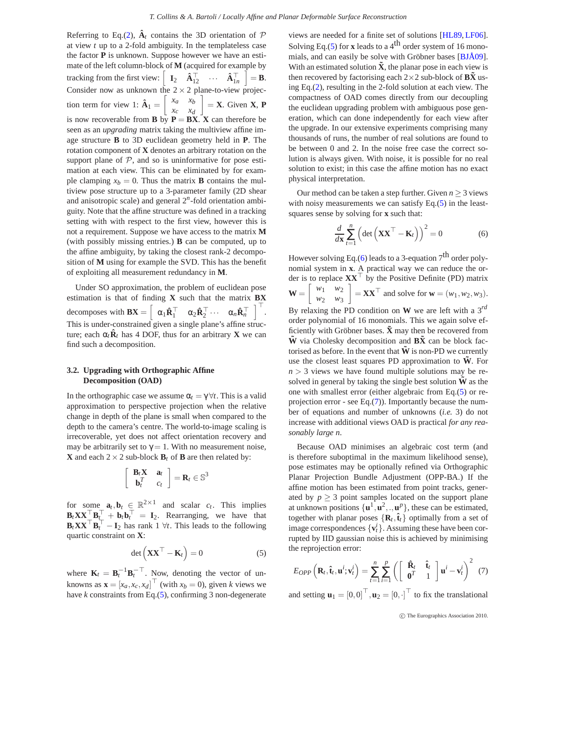Referring to Eq.(2), $\hat{\mathbf{A}}_t$ contains the 3D orientation of $\mathcal{P}$ at view $t$ up to a 2-fold ambiguity. In the templateless case the factor $\mathbf{P}$ is unknown. Suppose however we have an estimate of the left column-block of $\mathbf{M}$ (acquired for example by tracking from the first view: $\begin{bmatrix} \mathbf{I}_2 & \hat{\mathbf{A}}_{12}^\top & \cdots & \hat{\mathbf{A}}_{1n}^\top \end{bmatrix} = \mathbf{B}$. Consider now as unknown the $2 \times 2$ plane-to-view projection term for view 1: $\hat{\mathbf{A}}_1 = \begin{bmatrix} x_a & x_b \\ x_c & x_d \end{bmatrix} = \mathbf{X}$. Given $\mathbf{X}$, $\mathbf{P}$ is now recoverable from $\mathbf{B}$ by $\mathbf{P} = \mathbf{B}\mathbf{X}$. $\mathbf{X}$ can therefore be seen as an *upgrading* matrix taking the multiview affine image structure $\mathbf{B}$ to 3D euclidean geometry held in $\mathbf{P}$. The rotation component of $\mathbf{X}$ denotes an arbitrary rotation on the support plane of $\mathcal{P}$, and so is uninformative for pose estimation at each view. This can be eliminated by for example clamping $x_b = 0$. Thus the matrix $\mathbf{B}$ contains the multiview pose structure up to a 3-parameter family (2D shear and anisotropic scale) and general $2^n$-fold orientation ambiguity. Note that the affine structure was defined in a tracking setting with with respect to the first view, however this is not a requirement. Suppose we have access to the matrix $\mathbf{M}$ (with possibly missing entries.) $\mathbf{B}$ can be computed, up to the affine ambiguity, by taking the closest rank-2 decomposition of $\mathbf{M}$ using for example the SVD. This has the benefit of exploiting all measurement redundancy in $\mathbf{M}$.

Under SO approximation, the problem of euclidean pose estimation is that of finding $\mathbf{X}$ such that the matrix $\mathbf{B}\mathbf{X}$ decomposes with $\mathbf{B}\mathbf{X} = \begin{bmatrix} \alpha_1 \hat{\mathbf{R}}_1^\top & \alpha_2 \hat{\mathbf{R}}_2^\top \cdots & \alpha_n \hat{\mathbf{R}}_n^\top \end{bmatrix}^\top$. This is under-constrained given a single plane's affine structure; each $\alpha_t \hat{\mathbf{R}}_t$ has 4 DOF, thus for an arbitrary $\mathbf{X}$ we can find such a decomposition.

### 3.2. Upgrading with Orthographic Affine Decomposition (OAD)

In the orthographic case we assume $\alpha_t = \gamma \forall t$. This is a valid approximation to perspective projection when the relative change in depth of the plane is small when compared to the depth to the camera's centre. The world-to-image scaling is irrecoverable, yet does not affect orientation recovery and may be arbitrarily set to $\gamma = 1$. With no measurement noise, $\mathbf{X}$ and each $2 \times 2$ sub-block $\mathbf{B}_t$ of $\mathbf{B}$ are then related by:

$$\begin{bmatrix} \mathbf{B}_t \mathbf{X} & \mathbf{a}_t \\ \mathbf{b}_t^T & c_t \end{bmatrix} = \mathbf{R}_t \in \mathbb{S}^3$$

for some $\mathbf{a}_t, \mathbf{b}_t \in \mathbb{R}^{2\times 1}$ and scalar $c_t$. This implies $\mathbf{B}_t \mathbf{X}\mathbf{X}^\top \mathbf{B}_t^\top + \mathbf{b}_t \mathbf{b}_t^\top = \mathbf{I}_2$. Rearranging, we have that $\mathbf{B}_t \mathbf{X}\mathbf{X}^\top \mathbf{B}_t^\top - \mathbf{I}_2$ has rank 1 $\forall t$. This leads to the following quartic constraint on $\mathbf{X}$:

$$\det\left(\mathbf{X}\mathbf{X}^\top - \mathbf{K}_t\right) = 0 \tag{5}$$

where $\mathbf{K}_t = \mathbf{B}_t^{-1} \mathbf{B}_t^{-\top}$. Now, denoting the vector of unknowns as $\mathbf{x} = [x_a, x_c, x_d]^\top$ (with $x_b = 0$), given $k$ views we have $k$ constraints from Eq.(5), confirming 3 non-degenerate views are needed for a finite set of solutions [HL89, LF06]. Solving Eq.(5) for $\mathbf{x}$ leads to a $4^{\text{th}}$ order system of 16 monomials, and can easily be solve with Gröbner bases [BJÅ09]. With an estimated solution $\tilde{\mathbf{X}}$, the planar pose in each view is then recovered by factorising each $2\times 2$ sub-block of $\mathbf{B}\tilde{\mathbf{X}}$ using Eq.(2), resulting in the 2-fold solution at each view. The compactness of OAD comes directly from our decoupling the euclidean upgrading problem with ambiguous pose generation, which can done independently for each view after the upgrade. In our extensive experiments comprising many thousands of runs, the number of real solutions are found to be between 0 and 2. In the noise free case the correct solution is always given. With noise, it is possible for no real solution to exist; in this case the affine motion has no exact physical interpretation.

Our method can be taken a step further. Given $n \geq 3$ views with noisy measurements we can satisfy Eq.(5) in the least-squares sense by solving for $\mathbf{x}$ such that:

$$\frac{d}{d\mathbf{x}} \sum_{t=1}^{n} \left(\det\left(\mathbf{X}\mathbf{X}^\top - \mathbf{K}_t\right)\right)^2 = 0 \tag{6}$$

However solving Eq.(6) leads to a 3-equation $7^{\text{th}}$ order polynomial system in $\mathbf{x}$. A practical way we can reduce the order is to replace $\mathbf{X}\mathbf{X}^\top$ by the Positive Definite (PD) matrix $\mathbf{W} = \begin{bmatrix} w_1 & w_2 \\ w_2 & w_3 \end{bmatrix} = \mathbf{X}\mathbf{X}^\top$ and solve for $\mathbf{w} = (w_1, w_2, w_3)$. By relaxing the PD condition on $\mathbf{W}$ we are left with a $3^{rd}$ order polynomial of 16 monomials. This we again solve efficiently with Gröbner bases. $\tilde{\mathbf{X}}$ may then be recovered from $\tilde{\mathbf{W}}$ via Cholesky decomposition and $\mathbf{B}\tilde{\mathbf{X}}$ can be block factorised as before. In the event that $\tilde{\mathbf{W}}$ is non-PD we currently use the closest least squares PD approximation to $\tilde{\mathbf{W}}$. For $n > 3$ views we have found multiple solutions may be resolved in general by taking the single best solution $\tilde{\mathbf{W}}$ as the one with smallest error (either algebraic from Eq.(5) or reprojection error - see Eq.(7)). Importantly because the number of equations and number of unknowns (*i.e.* 3) do not increase with additional views OAD is practical *for any reasonably large n*.

Because OAD minimises an algebraic cost term (and is therefore suboptimal in the maximum likelihood sense), pose estimates may be optionally refined via Orthographic Planar Projection Bundle Adjustment (OPP-BA.) If the affine motion has been estimated from point tracks, generated by $p \geq 3$ point samples located on the support plane at unknown positions $\{\mathbf{u}^1, \mathbf{u}^2, .., \mathbf{u}^p\}$, these can be estimated, together with planar poses $\{\mathbf{R}_t, \hat{\mathbf{t}}_t\}$ optimally from a set of image correspondences $\{\mathbf{v}_t^i\}$. Assuming these have been corrupted by IID gaussian noise this is achieved by minimising the reprojection error:

$$E_{OPP}\left(\mathbf{R}_t, \hat{\mathbf{t}}_t, \mathbf{u}^i; \mathbf{v}_t^i\right) = \sum_{t=1}^{n} \sum_{i=1}^{p} \left(\begin{bmatrix} \hat{\mathbf{R}}_t & \hat{\mathbf{t}}_t \\ \mathbf{0}^T & 1 \end{bmatrix} \mathbf{u}^i - \mathbf{v}_t^i\right)^2 \tag{7}$$

and setting $\mathbf{u}_1 = [0,0]^\top, \mathbf{u}_2 = [0,\cdot]^\top$ to fix the translational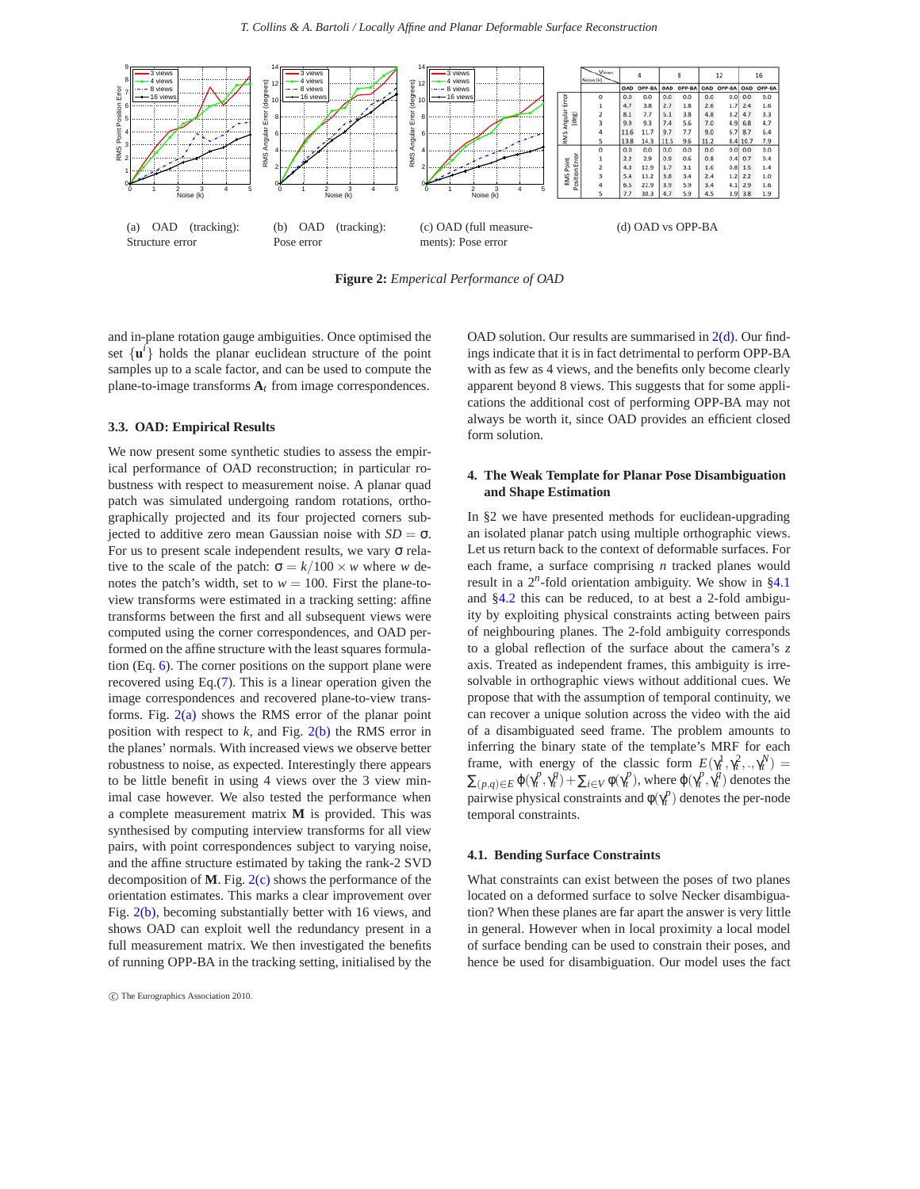| Noise (k) | Views 4 OAD | 4 OPP-BA | 8 OAD | 8 OPP-BA | 12 OAD | 12 OPP-BA | 16 OAD | 16 OPP-BA |
|---|---|---|---|---|---|---|---|---|
| **RMS Angular Error (deg)** | | | | | | | | |
| 0 | 0.0 | 0.0 | 0.0 | 0.0 | 0.0 | 0.0 | 0.0 | 0.0 |
| 1 | 4.7 | 3.8 | 2.7 | 1.8 | 2.6 | 1.7 | 2.4 | 1.6 |
| 2 | 8.1 | 7.7 | 5.1 | 3.8 | 4.8 | 3.2 | 4.7 | 3.3 |
| 3 | 9.9 | 9.3 | 7.4 | 5.6 | 7.0 | 4.9 | 6.8 | 4.7 |
| 4 | 11.6 | 11.7 | 9.7 | 7.7 | 9.0 | 6.7 | 8.7 | 6.4 |
| 5 | 13.8 | 14.3 | 11.5 | 9.6 | 11.2 | 8.4 | 10.7 | 7.9 |
| **RMS Point Position Error** | | | | | | | | |
| 0 | 0.0 | 0.0 | 0.0 | 0.0 | 0.0 | 0.0 | 0.0 | 0.0 |
| 1 | 2.2 | 2.9 | 0.9 | 0.6 | 0.8 | 0.4 | 0.7 | 0.4 |
| 2 | 4.3 | 12.9 | 1.7 | 3.1 | 1.6 | 0.8 | 1.5 | 1.4 |
| 3 | 5.4 | 13.2 | 3.8 | 3.4 | 2.4 | 1.2 | 2.2 | 1.0 |
| 4 | 6.5 | 22.9 | 3.9 | 5.9 | 3.4 | 4.1 | 2.9 | 1.6 |
| 5 | 7.7 | 30.3 | 4.7 | 5.9 | 4.5 | 3.9 | 3.8 | 1.9 |

(a) OAD (tracking): Structure error (b) OAD (tracking): Pose error (c) OAD (full measurements): Pose error (d) OAD vs OPP-BA

**Figure 2:** *Emperical Performance of OAD*

and in-plane rotation gauge ambiguities. Once optimised the set $\{\mathbf{u}^i\}$ holds the planar euclidean structure of the point samples up to a scale factor, and can be used to compute the plane-to-image transforms $\mathbf{A}_t$ from image correspondences.

### 3.3. OAD: Empirical Results

We now present some synthetic studies to assess the empirical performance of OAD reconstruction; in particular robustness with respect to measurement noise. A planar quad patch was simulated undergoing random rotations, orthographically projected and its four projected corners subjected to additive zero mean Gaussian noise with $SD = \sigma$. For us to present scale independent results, we vary $\sigma$ relative to the scale of the patch: $\sigma = k/100 \times w$ where $w$ denotes the patch's width, set to $w = 100$. First the plane-to-view transforms were estimated in a tracking setting: affine transforms between the first and all subsequent views were computed using the corner correspondences, and OAD performed on the affine structure with the least squares formulation (Eq. 6). The corner positions on the support plane were recovered using Eq.(7). This is a linear operation given the image correspondences and recovered plane-to-view transforms. Fig. 2(a) shows the RMS error of the planar point position with respect to $k$, and Fig. 2(b) the RMS error in the planes' normals. With increased views we observe better robustness to noise, as expected. Interestingly there appears to be little benefit in using 4 views over the 3 view minimal case however. We also tested the performance when a complete measurement matrix $\mathbf{M}$ is provided. This was synthesised by computing interview transforms for all view pairs, with point correspondences subject to varying noise, and the affine structure estimated by taking the rank-2 SVD decomposition of $\mathbf{M}$. Fig. 2(c) shows the performance of the orientation estimates. This marks a clear improvement over Fig. 2(b), becoming substantially better with 16 views, and shows OAD can exploit well the redundancy present in a full measurement matrix. We then investigated the benefits of running OPP-BA in the tracking setting, initialised by the OAD solution. Our results are summarised in 2(d). Our findings indicate that it is in fact detrimental to perform OPP-BA with as few as 4 views, and the benefits only become clearly apparent beyond 8 views. This suggests that for some applications the additional cost of performing OPP-BA may not always be worth it, since OAD provides an efficient closed form solution.

## 4. The Weak Template for Planar Pose Disambiguation and Shape Estimation

In §2 we have presented methods for euclidean-upgrading an isolated planar patch using multiple orthographic views. Let us return back to the context of deformable surfaces. For each frame, a surface comprising $n$ tracked planes would result in a $2^n$-fold orientation ambiguity. We show in §4.1 and §4.2 this can be reduced, to at best a 2-fold ambiguity by exploiting physical constraints acting between pairs of neighbouring planes. The 2-fold ambiguity corresponds to a global reflection of the surface about the camera's $z$ axis. Treated as independent frames, this ambiguity is irresolvable in orthographic views without additional cues. We propose that with the assumption of temporal continuity, we can recover a unique solution across the video with the aid of a disambiguated seed frame. The problem amounts to inferring the binary state of the template's MRF for each frame, with energy of the classic form $E(\gamma_t^1, \gamma_t^2, .., \gamma_t^N) = \sum_{(p,q)\in E} \phi(\gamma_t^p, \gamma_t^q) + \sum_{i\in V} \varphi(\gamma_t^p)$, where $\phi(\gamma_t^p, \gamma_t^q)$ denotes the pairwise physical constraints and $\varphi(\gamma_t^p)$ denotes the per-node temporal constraints.

### 4.1. Bending Surface Constraints

What constraints can exist between the poses of two planes located on a deformed surface to solve Necker disambiguation? When these planes are far apart the answer is very little in general. However when in local proximity a local model of surface bending can be used to constrain their poses, and hence be used for disambiguation. Our model uses the fact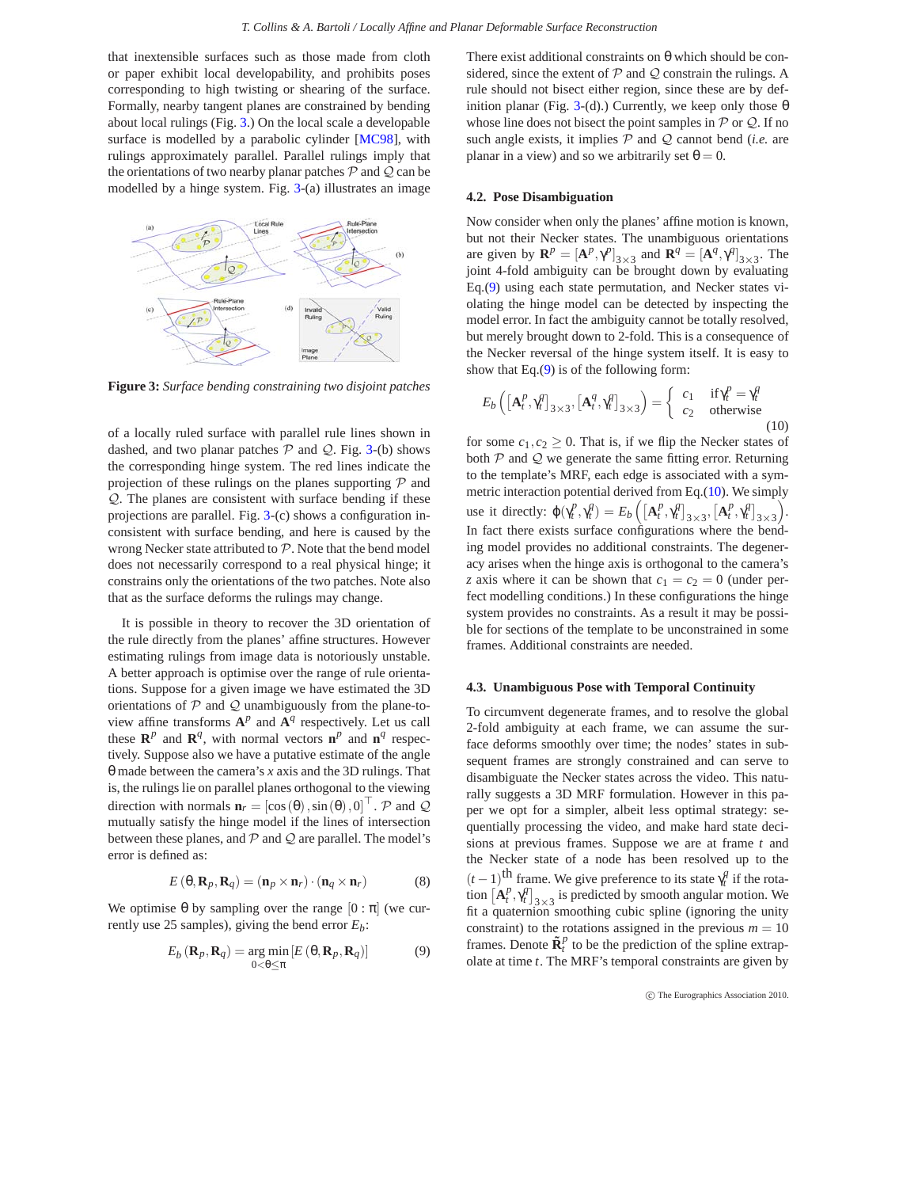that inextensible surfaces such as those made from cloth or paper exhibit local developability, and prohibits poses corresponding to high twisting or shearing of the surface. Formally, nearby tangent planes are constrained by bending about local rulings (Fig. 3.) On the local scale a developable surface is modelled by a parabolic cylinder [MC98], with rulings approximately parallel. Parallel rulings imply that the orientations of two nearby planar patches $\mathcal{P}$ and $\mathcal{Q}$ can be modelled by a hinge system. Fig. 3-(a) illustrates an image

**Figure 3:** *Surface bending constraining two disjoint patches*

of a locally ruled surface with parallel rule lines shown in dashed, and two planar patches $\mathcal{P}$ and $\mathcal{Q}$. Fig. 3-(b) shows the corresponding hinge system. The red lines indicate the projection of these rulings on the planes supporting $\mathcal{P}$ and $\mathcal{Q}$. The planes are consistent with surface bending if these projections are parallel. Fig. 3-(c) shows a configuration inconsistent with surface bending, and here is caused by the wrong Necker state attributed to $\mathcal{P}$. Note that the bend model does not necessarily correspond to a real physical hinge; it constrains only the orientations of the two patches. Note also that as the surface deforms the rulings may change.

It is possible in theory to recover the 3D orientation of the rule directly from the planes' affine structures. However estimating rulings from image data is notoriously unstable. A better approach is optimise over the range of rule orientations. Suppose for a given image we have estimated the 3D orientations of $\mathcal{P}$ and $\mathcal{Q}$ unambiguously from the plane-to-view affine transforms $\mathbf{A}^p$ and $\mathbf{A}^q$ respectively. Let us call these $\mathbf{R}^p$ and $\mathbf{R}^q$, with normal vectors $\mathbf{n}^p$ and $\mathbf{n}^q$ respectively. Suppose also we have a putative estimate of the angle $\theta$ made between the camera's $x$ axis and the 3D rulings. That is, the rulings lie on parallel planes orthogonal to the viewing direction with normals $\mathbf{n}_r = [\cos(\theta), \sin(\theta), 0]^\top$. $\mathcal{P}$ and $\mathcal{Q}$ mutually satisfy the hinge model if the lines of intersection between these planes, and $\mathcal{P}$ and $\mathcal{Q}$ are parallel. The model's error is defined as:

$$E(\theta, \mathbf{R}_p, \mathbf{R}_q) = (\mathbf{n}_p \times \mathbf{n}_r) \cdot (\mathbf{n}_q \times \mathbf{n}_r) \tag{8}$$

We optimise $\theta$ by sampling over the range $[0 : \pi]$ (we currently use 25 samples), giving the bend error $E_b$:

$$E_b(\mathbf{R}_p, \mathbf{R}_q) = \underset{0<\theta\leq\pi}{\arg\min} [E(\theta, \mathbf{R}_p, \mathbf{R}_q)] \tag{9}$$

There exist additional constraints on $\theta$ which should be considered, since the extent of $\mathcal{P}$ and $\mathcal{Q}$ constrain the rulings. A rule should not bisect either region, since these are by definition planar (Fig. 3-(d).) Currently, we keep only those $\theta$ whose line does not bisect the point samples in $\mathcal{P}$ or $\mathcal{Q}$. If no such angle exists, it implies $\mathcal{P}$ and $\mathcal{Q}$ cannot bend (*i.e.* are planar in a view) and so we arbitrarily set $\theta = 0$.

### 4.2. Pose Disambiguation

Now consider when only the planes' affine motion is known, but not their Necker states. The unambiguous orientations are given by $\mathbf{R}^p = [\mathbf{A}^p, \gamma^p]_{3\times3}$ and $\mathbf{R}^q = [\mathbf{A}^q, \gamma^q]_{3\times3}$. The joint 4-fold ambiguity can be brought down by evaluating Eq.(9) using each state permutation, and Necker states violating the hinge model can be detected by inspecting the model error. In fact the ambiguity cannot be totally resolved, but merely brought down to 2-fold. This is a consequence of the Necker reversal of the hinge system itself. It is easy to show that Eq.(9) is of the following form:

$$E_b\left([\mathbf{A}_t^p, \gamma_t^p]_{3\times3}, [\mathbf{A}_t^q, \gamma_t^q]_{3\times3}\right) = \begin{cases} c_1 & \text{if } \gamma_t^p = \gamma_t^q \\ c_2 & \text{otherwise} \end{cases} \tag{10}$$

for some $c_1, c_2 \geq 0$. That is, if we flip the Necker states of both $\mathcal{P}$ and $\mathcal{Q}$ we generate the same fitting error. Returning to the template's MRF, each edge is associated with a symmetric interaction potential derived from Eq.(10). We simply use it directly: $\phi(\gamma_t^p, \gamma_t^q) = E_b\left([\mathbf{A}_t^p, \gamma_t^p]_{3\times3}, [\mathbf{A}_t^p, \gamma_t^p]_{3\times3}\right)$. In fact there exists surface configurations where the bending model provides no additional constraints. The degeneracy arises when the hinge axis is orthogonal to the camera's $z$ axis where it can be shown that $c_1 = c_2 = 0$ (under perfect modelling conditions.) In these configurations the hinge system provides no constraints. As a result it may be possible for sections of the template to be unconstrained in some frames. Additional constraints are needed.

### 4.3. Unambiguous Pose with Temporal Continuity

To circumvent degenerate frames, and to resolve the global 2-fold ambiguity at each frame, we can assume the surface deforms smoothly over time; the nodes' states in subsequent frames are strongly constrained and can serve to disambiguate the Necker states across the video. This naturally suggests a 3D MRF formulation. However in this paper we opt for a simpler, albeit less optimal strategy: sequentially processing the video, and make hard state decisions at previous frames. Suppose we are at frame $t$ and the Necker state of a node has been resolved up to the $(t-1)^{\text{th}}$ frame. We give preference to its state $\gamma_t^q$ if the rotation $[\mathbf{A}_t^p, \gamma_t^q]_{3\times3}$ is predicted by smooth angular motion. We fit a quaternion smoothing cubic spline (ignoring the unity constraint) to the rotations assigned in the previous $m = 10$ frames. Denote $\tilde{\mathbf{R}}_t^p$ to be the prediction of the spline extrapolate at time $t$. The MRF's temporal constraints are given by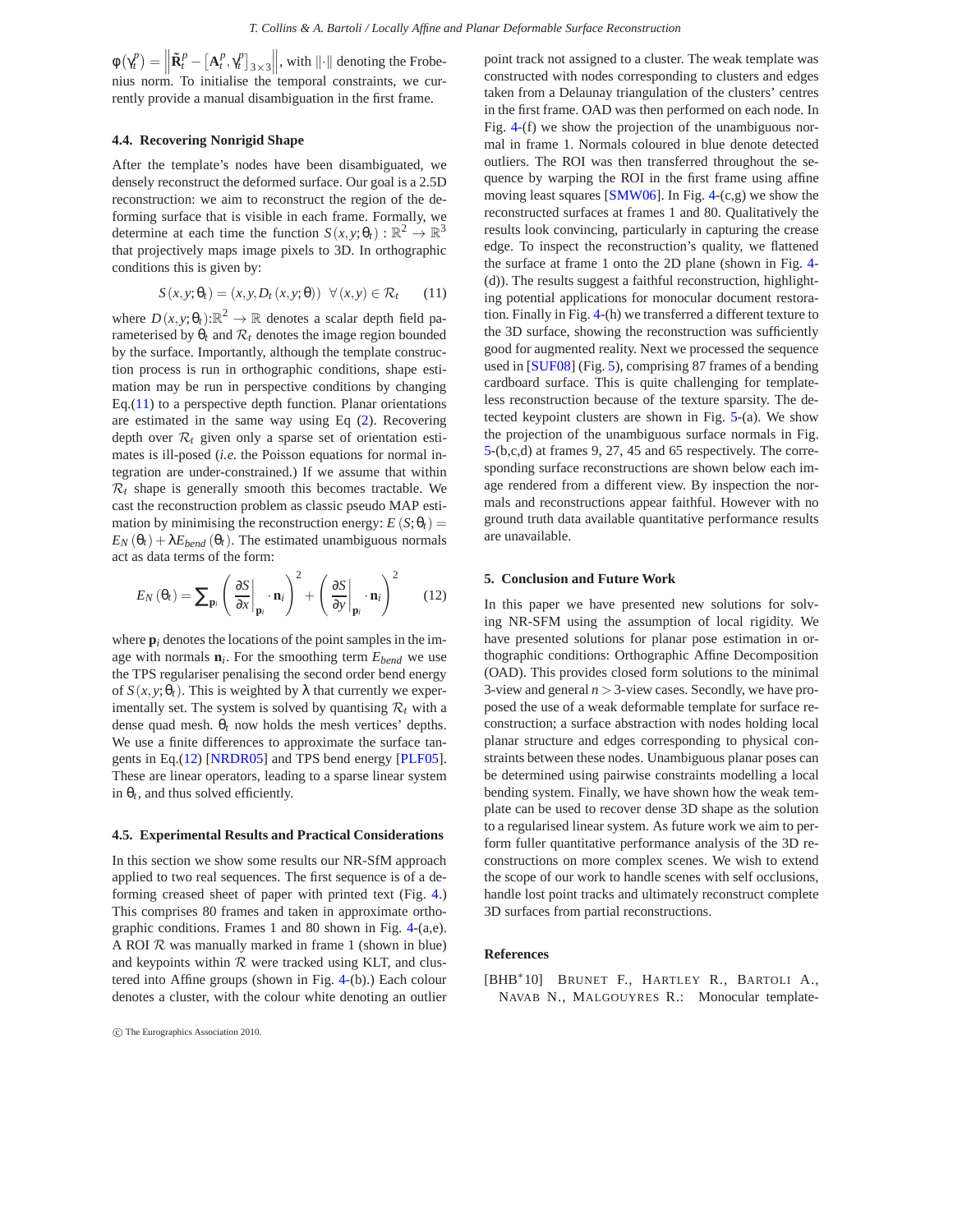$\phi(\gamma_t^p) = \left\| \tilde{\mathbf{R}}_t^p - \left[\mathbf{A}_t^p, \gamma_t^p\right]_{3\times3} \right\|$, with $\|\cdot\|$ denoting the Frobenius norm. To initialise the temporal constraints, we currently provide a manual disambiguation in the first frame.

### 4.4. Recovering Nonrigid Shape

After the template's nodes have been disambiguated, we densely reconstruct the deformed surface. Our goal is a 2.5D reconstruction: we aim to reconstruct the region of the deforming surface that is visible in each frame. Formally, we determine at each time the function $S(x,y;\theta_t) : \mathbb{R}^2 \to \mathbb{R}^3$ that projectively maps image pixels to 3D. In orthographic conditions this is given by:

$$S(x,y;\theta_t) = (x,y,D_t(x,y;\theta)) \quad \forall (x,y) \in \mathcal{R}_t \tag{11}$$

where $D(x,y;\theta_t)$:$\mathbb{R}^2 \to \mathbb{R}$ denotes a scalar depth field parameterised by $\theta_t$ and $\mathcal{R}_t$ denotes the image region bounded by the surface. Importantly, although the template construction process is run in orthographic conditions, shape estimation may be run in perspective conditions by changing Eq.(11) to a perspective depth function. Planar orientations are estimated in the same way using Eq (2). Recovering depth over $\mathcal{R}_t$ given only a sparse set of orientation estimates is ill-posed (*i.e.* the Poisson equations for normal integration are under-constrained.) If we assume that within $\mathcal{R}_t$ shape is generally smooth this becomes tractable. We cast the reconstruction problem as classic pseudo MAP estimation by minimising the reconstruction energy: $E(S;\theta_t) = E_N(\theta_t) + \lambda E_{bend}(\theta_t)$. The estimated unambiguous normals act as data terms of the form:

$$E_N(\theta_t) = \sum_{\mathbf{p}_i} \left( \left.\frac{\partial S}{\partial x}\right|_{\mathbf{p}_i} \cdot \mathbf{n}_i \right)^2 + \left( \left.\frac{\partial S}{\partial y}\right|_{\mathbf{p}_i} \cdot \mathbf{n}_i \right)^2 \tag{12}$$

where $\mathbf{p}_i$ denotes the locations of the point samples in the image with normals $\mathbf{n}_i$. For the smoothing term $E_{bend}$ we use the TPS regulariser penalising the second order bend energy of $S(x,y;\theta_t)$. This is weighted by $\lambda$ that currently we experimentally set. The system is solved by quantising $\mathcal{R}_t$ with a dense quad mesh. $\theta_t$ now holds the mesh vertices' depths. We use a finite differences to approximate the surface tangents in Eq.(12) [NRDR05] and TPS bend energy [PLF05]. These are linear operators, leading to a sparse linear system in $\theta_t$, and thus solved efficiently.

### 4.5. Experimental Results and Practical Considerations

In this section we show some results our NR-SfM approach applied to two real sequences. The first sequence is of a deforming creased sheet of paper with printed text (Fig. 4.) This comprises 80 frames and taken in approximate orthographic conditions. Frames 1 and 80 shown in Fig. 4-(a,e). A ROI $\mathcal{R}$ was manually marked in frame 1 (shown in blue) and keypoints within $\mathcal{R}$ were tracked using KLT, and clustered into Affine groups (shown in Fig. 4-(b).) Each colour denotes a cluster, with the colour white denoting an outlier point track not assigned to a cluster. The weak template was constructed with nodes corresponding to clusters and edges taken from a Delaunay triangulation of the clusters' centres in the first frame. OAD was then performed on each node. In Fig. 4-(f) we show the projection of the unambiguous normal in frame 1. Normals coloured in blue denote detected outliers. The ROI was then transferred throughout the sequence by warping the ROI in the first frame using affine moving least squares [SMW06]. In Fig. 4-(c,g) we show the reconstructed surfaces at frames 1 and 80. Qualitatively the results look convincing, particularly in capturing the crease edge. To inspect the reconstruction's quality, we flattened the surface at frame 1 onto the 2D plane (shown in Fig. 4-(d)). The results suggest a faithful reconstruction, highlighting potential applications for monocular document restoration. Finally in Fig. 4-(h) we transferred a different texture to the 3D surface, showing the reconstruction was sufficiently good for augmented reality. Next we processed the sequence used in [SUF08] (Fig. 5), comprising 87 frames of a bending cardboard surface. This is quite challenging for templateless reconstruction because of the texture sparsity. The detected keypoint clusters are shown in Fig. 5-(a). We show the projection of the unambiguous surface normals in Fig. 5-(b,c,d) at frames 9, 27, 45 and 65 respectively. The corresponding surface reconstructions are shown below each image rendered from a different view. By inspection the normals and reconstructions appear faithful. However with no ground truth data available quantitative performance results are unavailable.

## 5. Conclusion and Future Work

In this paper we have presented new solutions for solving NR-SFM using the assumption of local rigidity. We have presented solutions for planar pose estimation in orthographic conditions: Orthographic Affine Decomposition (OAD). This provides closed form solutions to the minimal 3-view and general $n > 3$-view cases. Secondly, we have proposed the use of a weak deformable template for surface reconstruction; a surface abstraction with nodes holding local planar structure and edges corresponding to physical constraints between these nodes. Unambiguous planar poses can be determined using pairwise constraints modelling a local bending system. Finally, we have shown how the weak template can be used to recover dense 3D shape as the solution to a regularised linear system. As future work we aim to perform fuller quantitative performance analysis of the 3D reconstructions on more complex scenes. We wish to extend the scope of our work to handle scenes with self occlusions, handle lost point tracks and ultimately reconstruct complete 3D surfaces from partial reconstructions.

## References

[BHB*10] BRUNET F., HARTLEY R., BARTOLI A., NAVAB N., MALGOUYRES R.: Monocular template-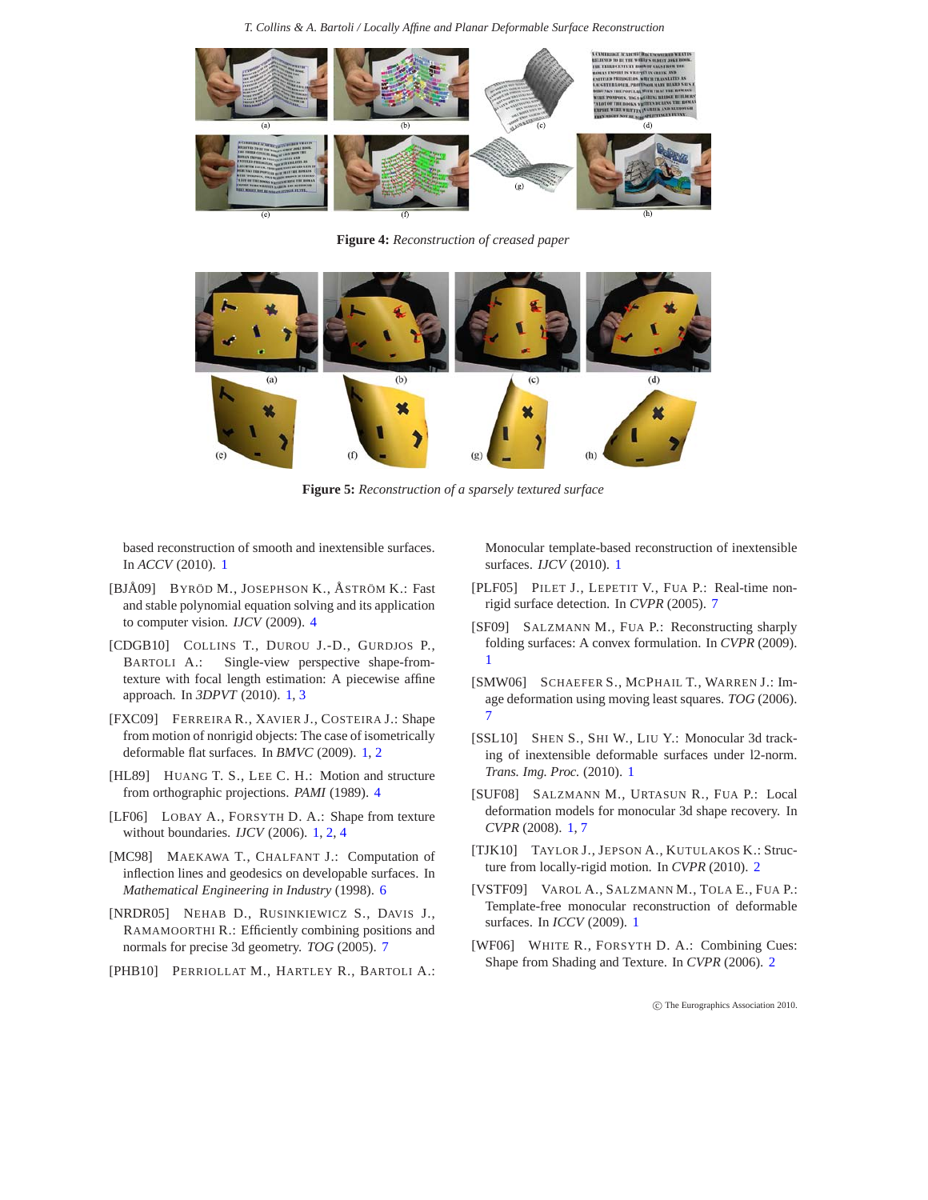Figure 4: *Reconstruction of creased paper*

Figure 5: *Reconstruction of a sparsely textured surface*

based reconstruction of smooth and inextensible surfaces. In *ACCV* (2010). 1

[BJÅ09] BYRÖD M., JOSEPHSON K., ÅSTRÖM K.: Fast and stable polynomial equation solving and its application to computer vision. *IJCV* (2009). 4

[CDGB10] COLLINS T., DUROU J.-D., GURDJOS P., BARTOLI A.: Single-view perspective shape-from-texture with focal length estimation: A piecewise affine approach. In *3DPVT* (2010). 1, 3

[FXC09] FERREIRA R., XAVIER J., COSTEIRA J.: Shape from motion of nonrigid objects: The case of isometrically deformable flat surfaces. In *BMVC* (2009). 1, 2

[HL89] HUANG T. S., LEE C. H.: Motion and structure from orthographic projections. *PAMI* (1989). 4

[LF06] LOBAY A., FORSYTH D. A.: Shape from texture without boundaries. *IJCV* (2006). 1, 2, 4

[MC98] MAEKAWA T., CHALFANT J.: Computation of inflection lines and geodesics on developable surfaces. In *Mathematical Engineering in Industry* (1998). 6

[NRDR05] NEHAB D., RUSINKIEWICZ S., DAVIS J., RAMAMOORTHI R.: Efficiently combining positions and normals for precise 3d geometry. *TOG* (2005). 7

[PHB10] PERRIOLLAT M., HARTLEY R., BARTOLI A.: Monocular template-based reconstruction of inextensible surfaces. *IJCV* (2010). 1

[PLF05] PILET J., LEPETIT V., FUA P.: Real-time non-rigid surface detection. In *CVPR* (2005). 7

[SF09] SALZMANN M., FUA P.: Reconstructing sharply folding surfaces: A convex formulation. In *CVPR* (2009). 1

[SMW06] SCHAEFER S., MCPHAIL T., WARREN J.: Image deformation using moving least squares. *TOG* (2006). 7

[SSL10] SHEN S., SHI W., LIU Y.: Monocular 3d tracking of inextensible deformable surfaces under l2-norm. *Trans. Img. Proc.* (2010). 1

[SUF08] SALZMANN M., URTASUN R., FUA P.: Local deformation models for monocular 3d shape recovery. In *CVPR* (2008). 1, 7

[TJK10] TAYLOR J., JEPSON A., KUTULAKOS K.: Structure from locally-rigid motion. In *CVPR* (2010). 2

[VSTF09] VAROL A., SALZMANN M., TOLA E., FUA P.: Template-free monocular reconstruction of deformable surfaces. In *ICCV* (2009). 1

[WF06] WHITE R., FORSYTH D. A.: Combining Cues: Shape from Shading and Texture. In *CVPR* (2006). 2